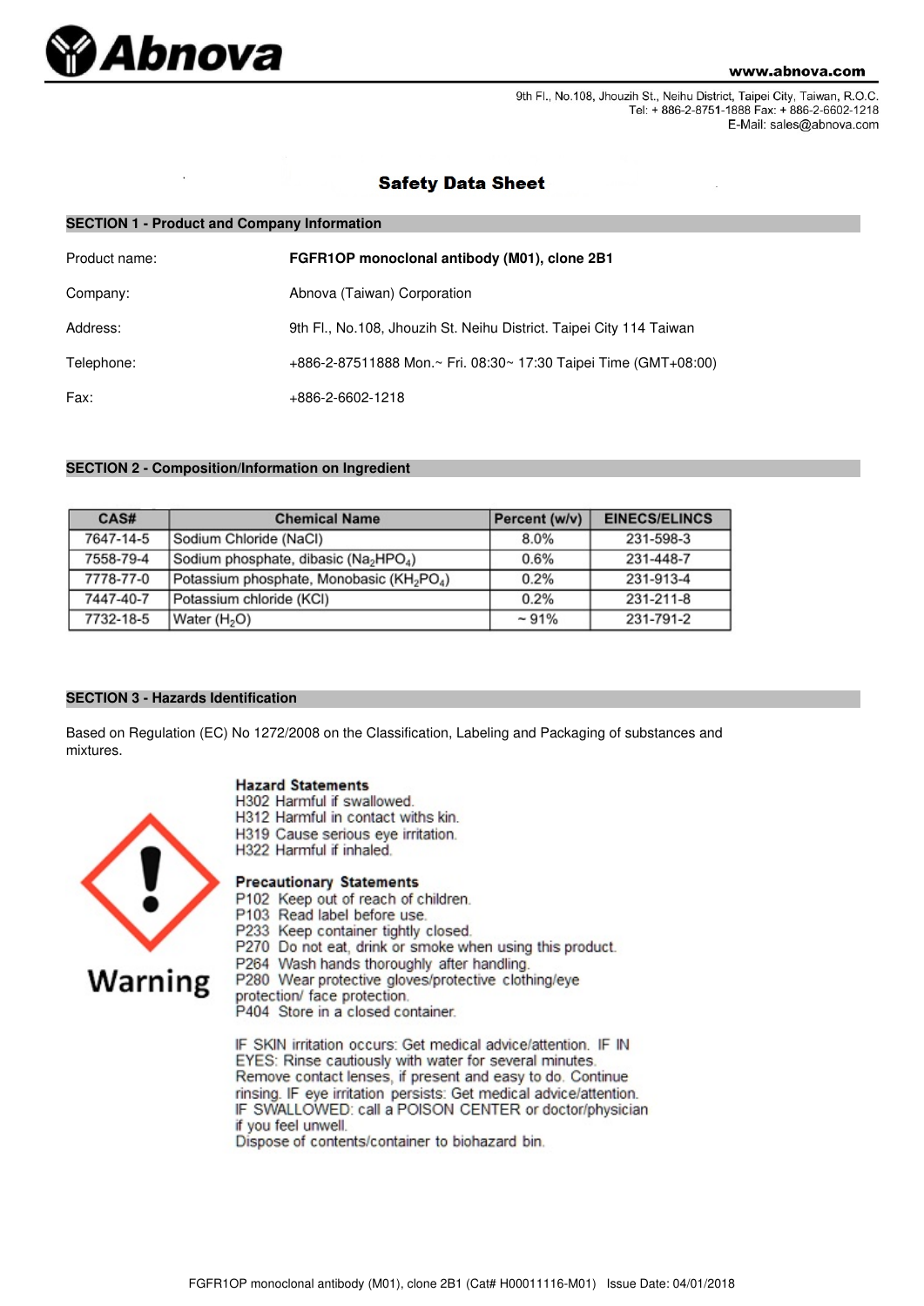# Safety Data Sheet

## SECTION 1 - Product and Company Information

Product name: **FGFR1OP monoclonal antibody (M01), clone 2B1**

Company: Abnova (Taiwan) Corporation

Address: 9th Fl., No.108, Jhouzih St. Neihu District. Taipei City 114 Taiwan

Telephone: +886-2-87511888 Mon.~ Fri. 08:30~ 17:30 Taipei Time (GMT+08:00)

Fax: +886-2-6602-1218

## SECTION 2 - Composition/Information on Ingredient

| CAS# | Chemical Name | Percent (w/v) | EINECS/ELINCS |
|---|---|---|---|
| 7647-14-5 | Sodium Chloride (NaCl) | 8.0% | 231-598-3 |
| 7558-79-4 | Sodium phosphate, dibasic ($Na_2HPO_4$) | 0.6% | 231-448-7 |
| 7778-77-0 | Potassium phosphate, Monobasic ($KH_2PO_4$) | 0.2% | 231-913-4 |
| 7447-40-7 | Potassium chloride (KCl) | 0.2% | 231-211-8 |
| 7732-18-5 | Water ($H_2O$) | ~ 91% | 231-791-2 |

## SECTION 3 - Hazards Identification

Based on Regulation (EC) No 1272/2008 on the Classification, Labeling and Packaging of substances and mixtures.

Warning

**Hazard Statements**

H302 Harmful if swallowed.
H312 Harmful in contact withs kin.
H319 Cause serious eye irritation.
H322 Harmful if inhaled.

**Precautionary Statements**

P102 Keep out of reach of children.
P103 Read label before use.
P233 Keep container tightly closed.
P270 Do not eat, drink or smoke when using this product.
P264 Wash hands thoroughly after handling.
P280 Wear protective gloves/protective clothing/eye protection/ face protection.
P404 Store in a closed container.

IF SKIN irritation occurs: Get medical advice/attention. IF IN EYES: Rinse cautiously with water for several minutes. Remove contact lenses, if present and easy to do. Continue rinsing. IF eye irritation persists: Get medical advice/attention. IF SWALLOWED: call a POISON CENTER or doctor/physician if you feel unwell.
Dispose of contents/container to biohazard bin.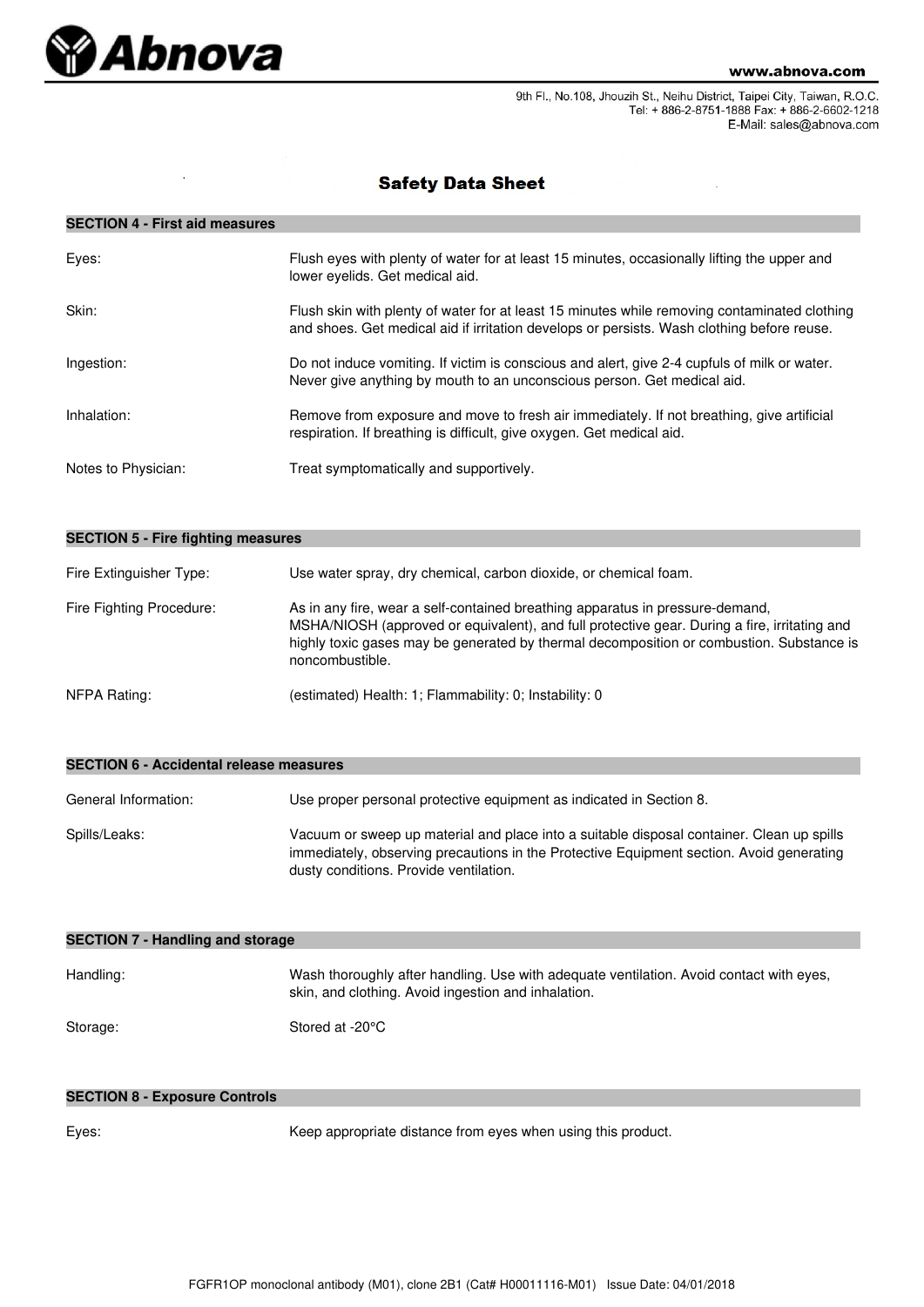# Safety Data Sheet

## SECTION 4 - First aid measures

| | |
|---|---|
| Eyes: | Flush eyes with plenty of water for at least 15 minutes, occasionally lifting the upper and lower eyelids. Get medical aid. |
| Skin: | Flush skin with plenty of water for at least 15 minutes while removing contaminated clothing and shoes. Get medical aid if irritation develops or persists. Wash clothing before reuse. |
| Ingestion: | Do not induce vomiting. If victim is conscious and alert, give 2-4 cupfuls of milk or water. Never give anything by mouth to an unconscious person. Get medical aid. |
| Inhalation: | Remove from exposure and move to fresh air immediately. If not breathing, give artificial respiration. If breathing is difficult, give oxygen. Get medical aid. |
| Notes to Physician: | Treat symptomatically and supportively. |

## SECTION 5 - Fire fighting measures

| | |
|---|---|
| Fire Extinguisher Type: | Use water spray, dry chemical, carbon dioxide, or chemical foam. |
| Fire Fighting Procedure: | As in any fire, wear a self-contained breathing apparatus in pressure-demand, MSHA/NIOSH (approved or equivalent), and full protective gear. During a fire, irritating and highly toxic gases may be generated by thermal decomposition or combustion. Substance is noncombustible. |
| NFPA Rating: | (estimated) Health: 1; Flammability: 0; Instability: 0 |

## SECTION 6 - Accidental release measures

| | |
|---|---|
| General Information: | Use proper personal protective equipment as indicated in Section 8. |
| Spills/Leaks: | Vacuum or sweep up material and place into a suitable disposal container. Clean up spills immediately, observing precautions in the Protective Equipment section. Avoid generating dusty conditions. Provide ventilation. |

## SECTION 7 - Handling and storage

| | |
|---|---|
| Handling: | Wash thoroughly after handling. Use with adequate ventilation. Avoid contact with eyes, skin, and clothing. Avoid ingestion and inhalation. |
| Storage: | Stored at -20°C |

## SECTION 8 - Exposure Controls

| | |
|---|---|
| Eyes: | Keep appropriate distance from eyes when using this product. |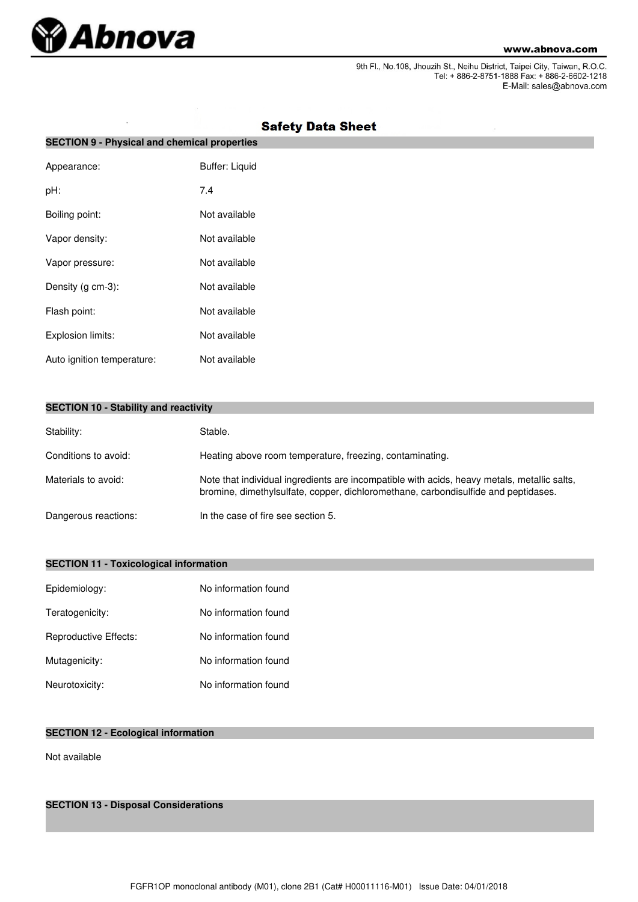# Safety Data Sheet

## SECTION 9 - Physical and chemical properties

| | |
|---|---|
| Appearance: | Buffer: Liquid |
| pH: | 7.4 |
| Boiling point: | Not available |
| Vapor density: | Not available |
| Vapor pressure: | Not available |
| Density (g cm-3): | Not available |
| Flash point: | Not available |
| Explosion limits: | Not available |
| Auto ignition temperature: | Not available |

## SECTION 10 - Stability and reactivity

| | |
|---|---|
| Stability: | Stable. |
| Conditions to avoid: | Heating above room temperature, freezing, contaminating. |
| Materials to avoid: | Note that individual ingredients are incompatible with acids, heavy metals, metallic salts, bromine, dimethylsulfate, copper, dichloromethane, carbondisulfide and peptidases. |
| Dangerous reactions: | In the case of fire see section 5. |

## SECTION 11 - Toxicological information

| | |
|---|---|
| Epidemiology: | No information found |
| Teratogenicity: | No information found |
| Reproductive Effects: | No information found |
| Mutagenicity: | No information found |
| Neurotoxicity: | No information found |

## SECTION 12 - Ecological information

Not available

## SECTION 13 - Disposal Considerations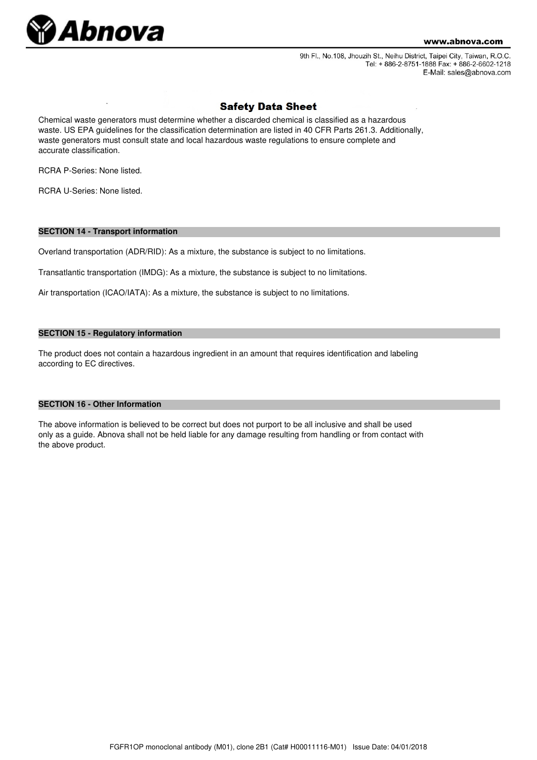Chemical waste generators must determine whether a discarded chemical is classified as a hazardous waste. US EPA guidelines for the classification determination are listed in 40 CFR Parts 261.3. Additionally, waste generators must consult state and local hazardous waste regulations to ensure complete and accurate classification.

RCRA P-Series: None listed.

RCRA U-Series: None listed.

## SECTION 14 - Transport information

Overland transportation (ADR/RID): As a mixture, the substance is subject to no limitations.

Transatlantic transportation (IMDG): As a mixture, the substance is subject to no limitations.

Air transportation (ICAO/IATA): As a mixture, the substance is subject to no limitations.

## SECTION 15 - Regulatory information

The product does not contain a hazardous ingredient in an amount that requires identification and labeling according to EC directives.

## SECTION 16 - Other Information

The above information is believed to be correct but does not purport to be all inclusive and shall be used only as a guide. Abnova shall not be held liable for any damage resulting from handling or from contact with the above product.